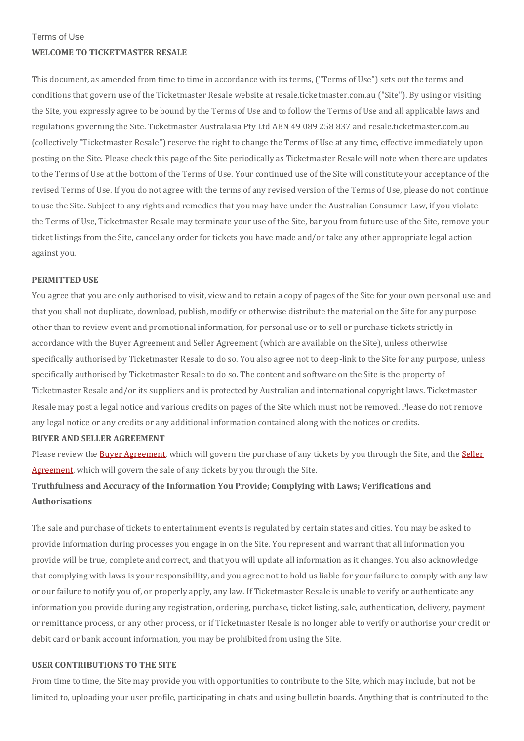Terms of Use

# WELCOME TO TICKETMASTER RESALE

This document, as amended from time to time in accordance with its terms, ("Terms of Use") sets out the terms and conditions that govern use of the Ticketmaster Resale website at resale.ticketmaster.com.au ("Site"). By using or visiting the Site, you expressly agree to be bound by the Terms of Use and to follow the Terms of Use and all applicable laws and regulations governing the Site. Ticketmaster Australasia Pty Ltd ABN 49 089 258 837 and resale.ticketmaster.com.au (collectively "Ticketmaster Resale") reserve the right to change the Terms of Use at any time, effective immediately upon posting on the Site. Please check this page of the Site periodically as Ticketmaster Resale will note when there are updates to the Terms of Use at the bottom of the Terms of Use. Your continued use of the Site will constitute your acceptance of the revised Terms of Use. If you do not agree with the terms of any revised version of the Terms of Use, please do not continue to use the Site. Subject to any rights and remedies that you may have under the Australian Consumer Law, if you violate the Terms of Use, Ticketmaster Resale may terminate your use of the Site, bar you from future use of the Site, remove your ticket listings from the Site, cancel any order for tickets you have made and/or take any other appropriate legal action against you.

## PERMITTED USE

You agree that you are only authorised to visit, view and to retain a copy of pages of the Site for your own personal use and that you shall not duplicate, download, publish, modify or otherwise distribute the material on the Site for any purpose other than to review event and promotional information, for personal use or to sell or purchase tickets strictly in accordance with the Buyer Agreement and Seller Agreement (which are available on the Site), unless otherwise specifically authorised by Ticketmaster Resale to do so. You also agree not to deep-link to the Site for any purpose, unless specifically authorised by Ticketmaster Resale to do so. The content and software on the Site is the property of Ticketmaster Resale and/or its suppliers and is protected by Australian and international copyright laws. Ticketmaster Resale may post a legal notice and various credits on pages of the Site which must not be removed. Please do not remove any legal notice or any credits or any additional information contained along with the notices or credits.

## BUYER AND SELLER AGREEMENT

Please review the Buyer Agreement, which will govern the purchase of any tickets by you through the Site, and the Seller Agreement, which will govern the sale of any tickets by you through the Site.

## Truthfulness and Accuracy of the Information You Provide; Complying with Laws; Verifications and Authorisations

The sale and purchase of tickets to entertainment events is regulated by certain states and cities. You may be asked to provide information during processes you engage in on the Site. You represent and warrant that all information you provide will be true, complete and correct, and that you will update all information as it changes. You also acknowledge that complying with laws is your responsibility, and you agree not to hold us liable for your failure to comply with any law or our failure to notify you of, or properly apply, any law. If Ticketmaster Resale is unable to verify or authenticate any information you provide during any registration, ordering, purchase, ticket listing, sale, authentication, delivery, payment or remittance process, or any other process, or if Ticketmaster Resale is no longer able to verify or authorise your credit or debit card or bank account information, you may be prohibited from using the Site.

## USER CONTRIBUTIONS TO THE SITE

From time to time, the Site may provide you with opportunities to contribute to the Site, which may include, but not be limited to, uploading your user profile, participating in chats and using bulletin boards. Anything that is contributed to the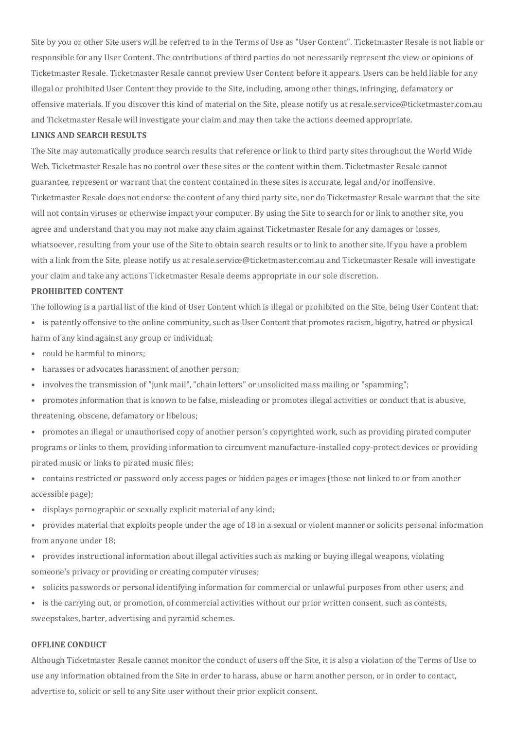Site by you or other Site users will be referred to in the Terms of Use as "User Content". Ticketmaster Resale is not liable or responsible for any User Content. The contributions of third parties do not necessarily represent the view or opinions of Ticketmaster Resale. Ticketmaster Resale cannot preview User Content before it appears. Users can be held liable for any illegal or prohibited User Content they provide to the Site, including, among other things, infringing, defamatory or offensive materials. If you discover this kind of material on the Site, please notify us at resale.service@ticketmaster.com.au and Ticketmaster Resale will investigate your claim and may then take the actions deemed appropriate.

**LINKS AND SEARCH RESULTS**

The Site may automatically produce search results that reference or link to third party sites throughout the World Wide Web. Ticketmaster Resale has no control over these sites or the content within them. Ticketmaster Resale cannot guarantee, represent or warrant that the content contained in these sites is accurate, legal and/or inoffensive. Ticketmaster Resale does not endorse the content of any third party site, nor do Ticketmaster Resale warrant that the site will not contain viruses or otherwise impact your computer. By using the Site to search for or link to another site, you agree and understand that you may not make any claim against Ticketmaster Resale for any damages or losses, whatsoever, resulting from your use of the Site to obtain search results or to link to another site. If you have a problem with a link from the Site, please notify us at resale.service@ticketmaster.com.au and Ticketmaster Resale will investigate your claim and take any actions Ticketmaster Resale deems appropriate in our sole discretion.

**PROHIBITED CONTENT**

The following is a partial list of the kind of User Content which is illegal or prohibited on the Site, being User Content that:

- is patently offensive to the online community, such as User Content that promotes racism, bigotry, hatred or physical harm of any kind against any group or individual;
- could be harmful to minors;
- harasses or advocates harassment of another person;
- involves the transmission of "junk mail", "chain letters" or unsolicited mass mailing or "spamming";
- promotes information that is known to be false, misleading or promotes illegal activities or conduct that is abusive, threatening, obscene, defamatory or libelous;
- promotes an illegal or unauthorised copy of another person's copyrighted work, such as providing pirated computer programs or links to them, providing information to circumvent manufacture-installed copy-protect devices or providing pirated music or links to pirated music files;
- contains restricted or password only access pages or hidden pages or images (those not linked to or from another accessible page);
- displays pornographic or sexually explicit material of any kind;
- provides material that exploits people under the age of 18 in a sexual or violent manner or solicits personal information from anyone under 18;
- provides instructional information about illegal activities such as making or buying illegal weapons, violating someone's privacy or providing or creating computer viruses;
- solicits passwords or personal identifying information for commercial or unlawful purposes from other users; and
- is the carrying out, or promotion, of commercial activities without our prior written consent, such as contests, sweepstakes, barter, advertising and pyramid schemes.

**OFFLINE CONDUCT**

Although Ticketmaster Resale cannot monitor the conduct of users off the Site, it is also a violation of the Terms of Use to use any information obtained from the Site in order to harass, abuse or harm another person, or in order to contact, advertise to, solicit or sell to any Site user without their prior explicit consent.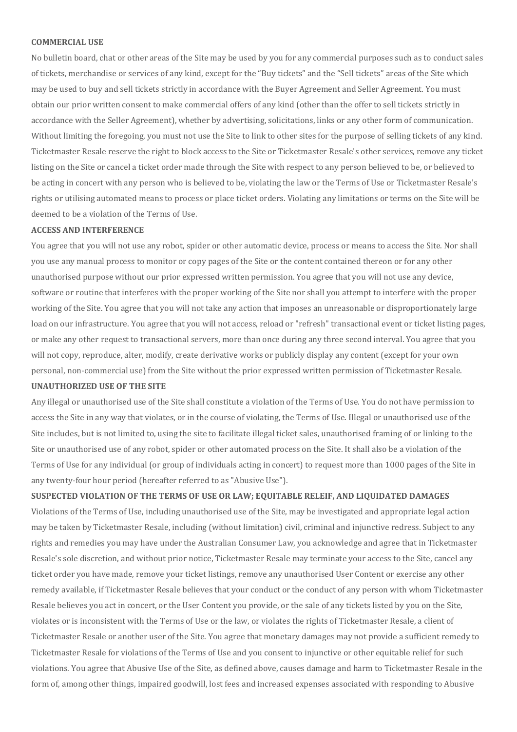**COMMERCIAL USE**

No bulletin board, chat or other areas of the Site may be used by you for any commercial purposes such as to conduct sales of tickets, merchandise or services of any kind, except for the "Buy tickets" and the "Sell tickets" areas of the Site which may be used to buy and sell tickets strictly in accordance with the Buyer Agreement and Seller Agreement. You must obtain our prior written consent to make commercial offers of any kind (other than the offer to sell tickets strictly in accordance with the Seller Agreement), whether by advertising, solicitations, links or any other form of communication. Without limiting the foregoing, you must not use the Site to link to other sites for the purpose of selling tickets of any kind. Ticketmaster Resale reserve the right to block access to the Site or Ticketmaster Resale's other services, remove any ticket listing on the Site or cancel a ticket order made through the Site with respect to any person believed to be, or believed to be acting in concert with any person who is believed to be, violating the law or the Terms of Use or Ticketmaster Resale's rights or utilising automated means to process or place ticket orders. Violating any limitations or terms on the Site will be deemed to be a violation of the Terms of Use.

**ACCESS AND INTERFERENCE**

You agree that you will not use any robot, spider or other automatic device, process or means to access the Site. Nor shall you use any manual process to monitor or copy pages of the Site or the content contained thereon or for any other unauthorised purpose without our prior expressed written permission. You agree that you will not use any device, software or routine that interferes with the proper working of the Site nor shall you attempt to interfere with the proper working of the Site. You agree that you will not take any action that imposes an unreasonable or disproportionately large load on our infrastructure. You agree that you will not access, reload or "refresh" transactional event or ticket listing pages, or make any other request to transactional servers, more than once during any three second interval. You agree that you will not copy, reproduce, alter, modify, create derivative works or publicly display any content (except for your own personal, non-commercial use) from the Site without the prior expressed written permission of Ticketmaster Resale.

**UNAUTHORIZED USE OF THE SITE**

Any illegal or unauthorised use of the Site shall constitute a violation of the Terms of Use. You do not have permission to access the Site in any way that violates, or in the course of violating, the Terms of Use. Illegal or unauthorised use of the Site includes, but is not limited to, using the site to facilitate illegal ticket sales, unauthorised framing of or linking to the Site or unauthorised use of any robot, spider or other automated process on the Site. It shall also be a violation of the Terms of Use for any individual (or group of individuals acting in concert) to request more than 1000 pages of the Site in any twenty-four hour period (hereafter referred to as "Abusive Use").

**SUSPECTED VIOLATION OF THE TERMS OF USE OR LAW; EQUITABLE RELEIF, AND LIQUIDATED DAMAGES**

Violations of the Terms of Use, including unauthorised use of the Site, may be investigated and appropriate legal action may be taken by Ticketmaster Resale, including (without limitation) civil, criminal and injunctive redress. Subject to any rights and remedies you may have under the Australian Consumer Law, you acknowledge and agree that in Ticketmaster Resale's sole discretion, and without prior notice, Ticketmaster Resale may terminate your access to the Site, cancel any ticket order you have made, remove your ticket listings, remove any unauthorised User Content or exercise any other remedy available, if Ticketmaster Resale believes that your conduct or the conduct of any person with whom Ticketmaster Resale believes you act in concert, or the User Content you provide, or the sale of any tickets listed by you on the Site, violates or is inconsistent with the Terms of Use or the law, or violates the rights of Ticketmaster Resale, a client of Ticketmaster Resale or another user of the Site. You agree that monetary damages may not provide a sufficient remedy to Ticketmaster Resale for violations of the Terms of Use and you consent to injunctive or other equitable relief for such violations. You agree that Abusive Use of the Site, as defined above, causes damage and harm to Ticketmaster Resale in the form of, among other things, impaired goodwill, lost fees and increased expenses associated with responding to Abusive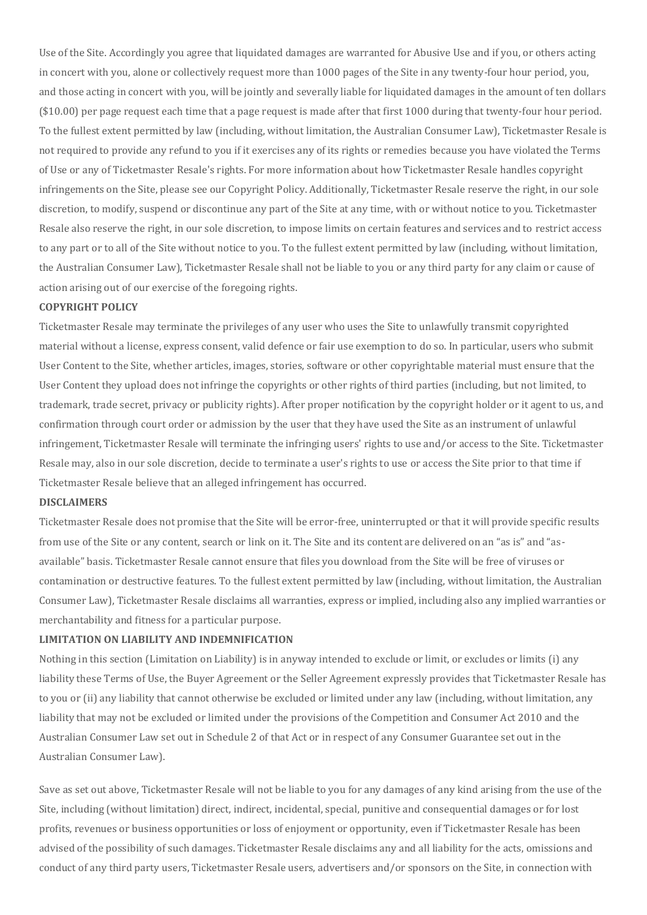Use of the Site. Accordingly you agree that liquidated damages are warranted for Abusive Use and if you, or others acting in concert with you, alone or collectively request more than 1000 pages of the Site in any twenty-four hour period, you, and those acting in concert with you, will be jointly and severally liable for liquidated damages in the amount of ten dollars ($10.00) per page request each time that a page request is made after that first 1000 during that twenty-four hour period. To the fullest extent permitted by law (including, without limitation, the Australian Consumer Law), Ticketmaster Resale is not required to provide any refund to you if it exercises any of its rights or remedies because you have violated the Terms of Use or any of Ticketmaster Resale's rights. For more information about how Ticketmaster Resale handles copyright infringements on the Site, please see our Copyright Policy. Additionally, Ticketmaster Resale reserve the right, in our sole discretion, to modify, suspend or discontinue any part of the Site at any time, with or without notice to you. Ticketmaster Resale also reserve the right, in our sole discretion, to impose limits on certain features and services and to restrict access to any part or to all of the Site without notice to you. To the fullest extent permitted by law (including, without limitation, the Australian Consumer Law), Ticketmaster Resale shall not be liable to you or any third party for any claim or cause of action arising out of our exercise of the foregoing rights.

**COPYRIGHT POLICY**

Ticketmaster Resale may terminate the privileges of any user who uses the Site to unlawfully transmit copyrighted material without a license, express consent, valid defence or fair use exemption to do so. In particular, users who submit User Content to the Site, whether articles, images, stories, software or other copyrightable material must ensure that the User Content they upload does not infringe the copyrights or other rights of third parties (including, but not limited, to trademark, trade secret, privacy or publicity rights). After proper notification by the copyright holder or it agent to us, and confirmation through court order or admission by the user that they have used the Site as an instrument of unlawful infringement, Ticketmaster Resale will terminate the infringing users' rights to use and/or access to the Site. Ticketmaster Resale may, also in our sole discretion, decide to terminate a user's rights to use or access the Site prior to that time if Ticketmaster Resale believe that an alleged infringement has occurred.

**DISCLAIMERS**

Ticketmaster Resale does not promise that the Site will be error-free, uninterrupted or that it will provide specific results from use of the Site or any content, search or link on it. The Site and its content are delivered on an "as is" and "as-available" basis. Ticketmaster Resale cannot ensure that files you download from the Site will be free of viruses or contamination or destructive features. To the fullest extent permitted by law (including, without limitation, the Australian Consumer Law), Ticketmaster Resale disclaims all warranties, express or implied, including also any implied warranties or merchantability and fitness for a particular purpose.

**LIMITATION ON LIABILITY AND INDEMNIFICATION**

Nothing in this section (Limitation on Liability) is in anyway intended to exclude or limit, or excludes or limits (i) any liability these Terms of Use, the Buyer Agreement or the Seller Agreement expressly provides that Ticketmaster Resale has to you or (ii) any liability that cannot otherwise be excluded or limited under any law (including, without limitation, any liability that may not be excluded or limited under the provisions of the Competition and Consumer Act 2010 and the Australian Consumer Law set out in Schedule 2 of that Act or in respect of any Consumer Guarantee set out in the Australian Consumer Law).

Save as set out above, Ticketmaster Resale will not be liable to you for any damages of any kind arising from the use of the Site, including (without limitation) direct, indirect, incidental, special, punitive and consequential damages or for lost profits, revenues or business opportunities or loss of enjoyment or opportunity, even if Ticketmaster Resale has been advised of the possibility of such damages. Ticketmaster Resale disclaims any and all liability for the acts, omissions and conduct of any third party users, Ticketmaster Resale users, advertisers and/or sponsors on the Site, in connection with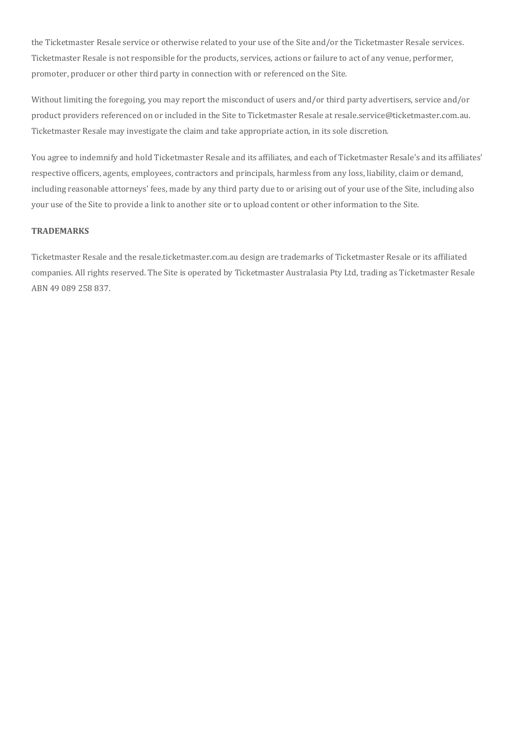the Ticketmaster Resale service or otherwise related to your use of the Site and/or the Ticketmaster Resale services. Ticketmaster Resale is not responsible for the products, services, actions or failure to act of any venue, performer, promoter, producer or other third party in connection with or referenced on the Site.

Without limiting the foregoing, you may report the misconduct of users and/or third party advertisers, service and/or product providers referenced on or included in the Site to Ticketmaster Resale at resale.service@ticketmaster.com.au. Ticketmaster Resale may investigate the claim and take appropriate action, in its sole discretion.

You agree to indemnify and hold Ticketmaster Resale and its affiliates, and each of Ticketmaster Resale's and its affiliates' respective officers, agents, employees, contractors and principals, harmless from any loss, liability, claim or demand, including reasonable attorneys' fees, made by any third party due to or arising out of your use of the Site, including also your use of the Site to provide a link to another site or to upload content or other information to the Site.

**TRADEMARKS**

Ticketmaster Resale and the resale.ticketmaster.com.au design are trademarks of Ticketmaster Resale or its affiliated companies. All rights reserved. The Site is operated by Ticketmaster Australasia Pty Ltd, trading as Ticketmaster Resale ABN 49 089 258 837.